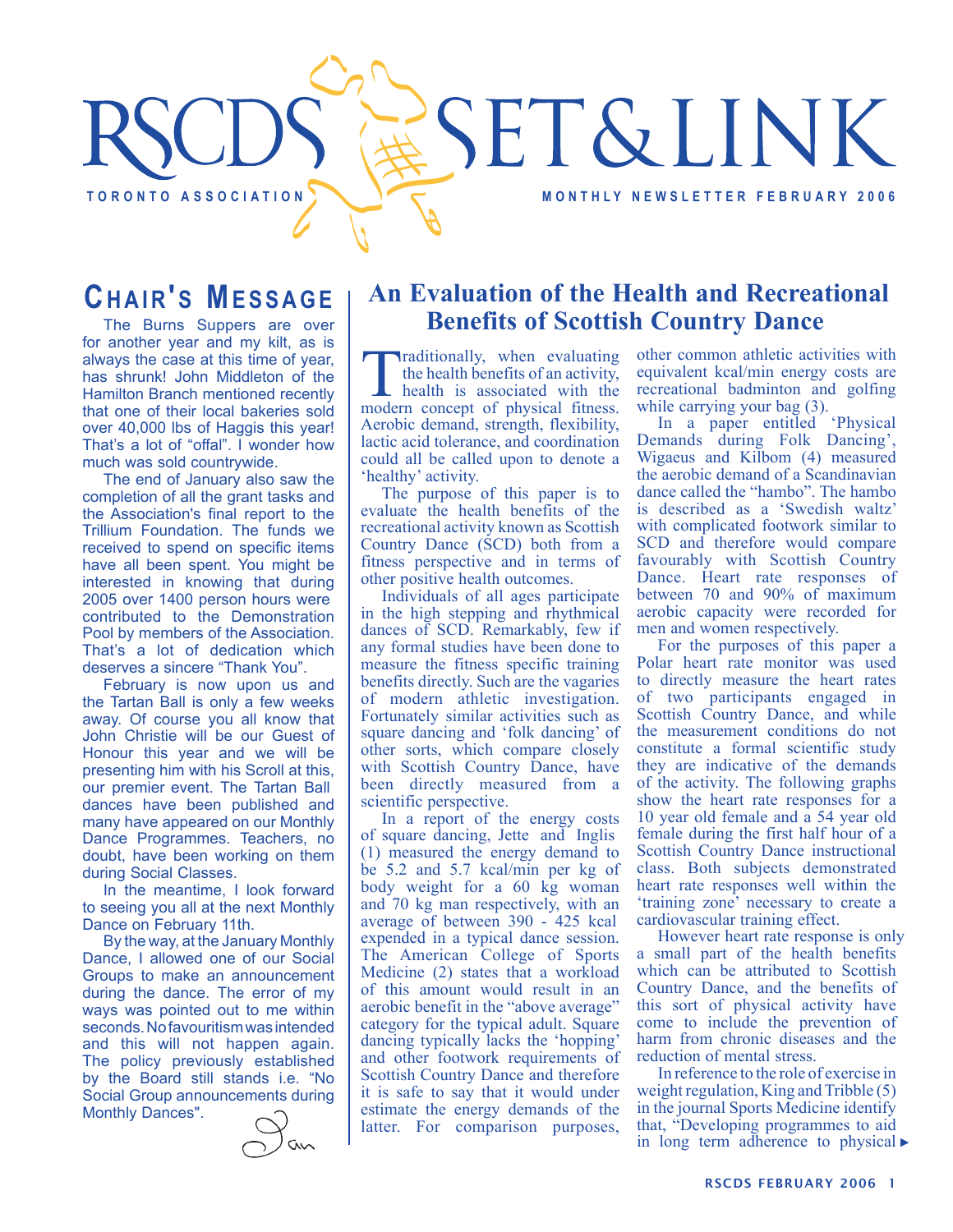# RSCDS SET&LINK

TORONTO ASSOCIATION

MONTHLY NEWSLETTER FEBRUARY 2006

## Chair's Message

The Burns Suppers are over for another year and my kilt, as is always the case at this time of year, has shrunk! John Middleton of the Hamilton Branch mentioned recently that one of their local bakeries sold over 40,000 lbs of Haggis this year! That's a lot of "offal". I wonder how much was sold countrywide.

The end of January also saw the completion of all the grant tasks and the Association's final report to the Trillium Foundation. The funds we received to spend on specific items have all been spent. You might be interested in knowing that during 2005 over 1400 person hours were contributed to the Demonstration Pool by members of the Association. That's a lot of dedication which deserves a sincere "Thank You".

February is now upon us and the Tartan Ball is only a few weeks away. Of course you all know that John Christie will be our Guest of Honour this year and we will be presenting him with his Scroll at this, our premier event. The Tartan Ball dances have been published and many have appeared on our Monthly Dance Programmes. Teachers, no doubt, have been working on them during Social Classes.

In the meantime, I look forward to seeing you all at the next Monthly Dance on February 11th.

By the way, at the January Monthly Dance, I allowed one of our Social Groups to make an announcement during the dance. The error of my ways was pointed out to me within seconds. No favouritism was intended and this will not happen again. The policy previously established by the Board still stands i.e. "No Social Group announcements during Monthly Dances".

Ian

## An Evaluation of the Health and Recreational Benefits of Scottish Country Dance

Traditionally, when evaluating the health benefits of an activity, health is associated with the modern concept of physical fitness. Aerobic demand, strength, flexibility, lactic acid tolerance, and coordination could all be called upon to denote a 'healthy' activity.

The purpose of this paper is to evaluate the health benefits of the recreational activity known as Scottish Country Dance (SCD) both from a fitness perspective and in terms of other positive health outcomes.

Individuals of all ages participate in the high stepping and rhythmical dances of SCD. Remarkably, few if any formal studies have been done to measure the fitness specific training benefits directly. Such are the vagaries of modern athletic investigation. Fortunately similar activities such as square dancing and 'folk dancing' of other sorts, which compare closely with Scottish Country Dance, have been directly measured from a scientific perspective.

In a report of the energy costs of square dancing, Jette and Inglis (1) measured the energy demand to be 5.2 and 5.7 kcal/min per kg of body weight for a 60 kg woman and 70 kg man respectively, with an average of between 390 - 425 kcal expended in a typical dance session. The American College of Sports Medicine (2) states that a workload of this amount would result in an aerobic benefit in the "above average" category for the typical adult. Square dancing typically lacks the 'hopping' and other footwork requirements of Scottish Country Dance and therefore it is safe to say that it would under estimate the energy demands of the latter. For comparison purposes, other common athletic activities with equivalent kcal/min energy costs are recreational badminton and golfing while carrying your bag (3).

In a paper entitled 'Physical Demands during Folk Dancing', Wigaeus and Kilbom (4) measured the aerobic demand of a Scandinavian dance called the "hambo". The hambo is described as a 'Swedish waltz' with complicated footwork similar to SCD and therefore would compare favourably with Scottish Country Dance. Heart rate responses of between 70 and 90% of maximum aerobic capacity were recorded for men and women respectively.

For the purposes of this paper a Polar heart rate monitor was used to directly measure the heart rates of two participants engaged in Scottish Country Dance, and while the measurement conditions do not constitute a formal scientific study they are indicative of the demands of the activity. The following graphs show the heart rate responses for a 10 year old female and a 54 year old female during the first half hour of a Scottish Country Dance instructional class. Both subjects demonstrated heart rate responses well within the 'training zone' necessary to create a cardiovascular training effect.

However heart rate response is only a small part of the health benefits which can be attributed to Scottish Country Dance, and the benefits of this sort of physical activity have come to include the prevention of harm from chronic diseases and the reduction of mental stress.

In reference to the role of exercise in weight regulation, King and Tribble (5) in the journal Sports Medicine identify that, "Developing programmes to aid in long term adherence to physical ▸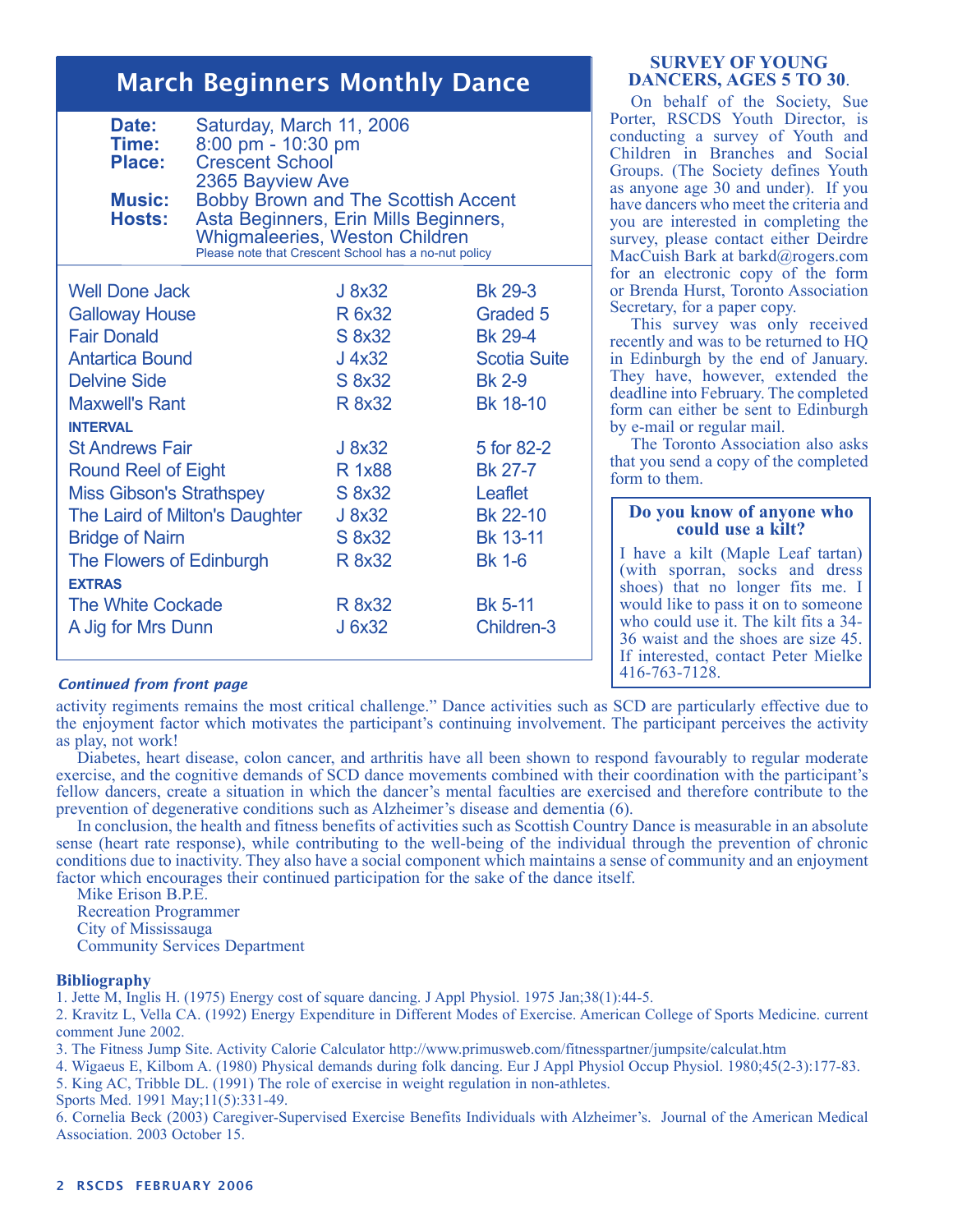## March Beginners Monthly Dance

**Date:** Saturday, March 11, 2006
**Time:** 8:00 pm - 10:30 pm
**Place:** Crescent School
2365 Bayview Ave
**Music:** Bobby Brown and The Scottish Accent
**Hosts:** Asta Beginners, Erin Mills Beginners, Whigmaleeries, Weston Children

Please note that Crescent School has a no-nut policy

| | | |
|---|---|---|
| Well Done Jack | J 8x32 | Bk 29-3 |
| Galloway House | R 6x32 | Graded 5 |
| Fair Donald | S 8x32 | Bk 29-4 |
| Antartica Bound | J 4x32 | Scotia Suite |
| Delvine Side | S 8x32 | Bk 2-9 |
| Maxwell's Rant | R 8x32 | Bk 18-10 |
| **INTERVAL** | | |
| St Andrews Fair | J 8x32 | 5 for 82-2 |
| Round Reel of Eight | R 1x88 | Bk 27-7 |
| Miss Gibson's Strathspey | S 8x32 | Leaflet |
| The Laird of Milton's Daughter | J 8x32 | Bk 22-10 |
| Bridge of Nairn | S 8x32 | Bk 13-11 |
| The Flowers of Edinburgh | R 8x32 | Bk 1-6 |
| **EXTRAS** | | |
| The White Cockade | R 8x32 | Bk 5-11 |
| A Jig for Mrs Dunn | J 6x32 | Children-3 |

*Continued from front page*

activity regiments remains the most critical challenge." Dance activities such as SCD are particularly effective due to the enjoyment factor which motivates the participant's continuing involvement. The participant perceives the activity as play, not work!

Diabetes, heart disease, colon cancer, and arthritis have all been shown to respond favourably to regular moderate exercise, and the cognitive demands of SCD dance movements combined with their coordination with the participant's fellow dancers, create a situation in which the dancer's mental faculties are exercised and therefore contribute to the prevention of degenerative conditions such as Alzheimer's disease and dementia (6).

In conclusion, the health and fitness benefits of activities such as Scottish Country Dance is measurable in an absolute sense (heart rate response), while contributing to the well-being of the individual through the prevention of chronic conditions due to inactivity. They also have a social component which maintains a sense of community and an enjoyment factor which encourages their continued participation for the sake of the dance itself.

Mike Erison B.P.E.
Recreation Programmer
City of Mississauga
Community Services Department

### Bibliography

1. Jette M, Inglis H. (1975) Energy cost of square dancing. J Appl Physiol. 1975 Jan;38(1):44-5.
2. Kravitz L, Vella CA. (1992) Energy Expenditure in Different Modes of Exercise. American College of Sports Medicine. current comment June 2002.
3. The Fitness Jump Site. Activity Calorie Calculator http://www.primusweb.com/fitnesspartner/jumpsite/calculat.htm
4. Wigaeus E, Kilbom A. (1980) Physical demands during folk dancing. Eur J Appl Physiol Occup Physiol. 1980;45(2-3):177-83.
5. King AC, Tribble DL. (1991) The role of exercise in weight regulation in non-athletes. Sports Med. 1991 May;11(5):331-49.
6. Cornelia Beck (2003) Caregiver-Supervised Exercise Benefits Individuals with Alzheimer's. Journal of the American Medical Association. 2003 October 15.

## SURVEY OF YOUNG DANCERS, AGES 5 TO 30.

On behalf of the Society, Sue Porter, RSCDS Youth Director, is conducting a survey of Youth and Children in Branches and Social Groups. (The Society defines Youth as anyone age 30 and under). If you have dancers who meet the criteria and you are interested in completing the survey, please contact either Deirdre MacCuish Bark at barkd@rogers.com for an electronic copy of the form or Brenda Hurst, Toronto Association Secretary, for a paper copy.

This survey was only received recently and was to be returned to HQ in Edinburgh by the end of January. They have, however, extended the deadline into February. The completed form can either be sent to Edinburgh by e-mail or regular mail.

The Toronto Association also asks that you send a copy of the completed form to them.

### Do you know of anyone who could use a kilt?

I have a kilt (Maple Leaf tartan) (with sporran, socks and dress shoes) that no longer fits me. I would like to pass it on to someone who could use it. The kilt fits a 34-36 waist and the shoes are size 45. If interested, contact Peter Mielke 416-763-7128.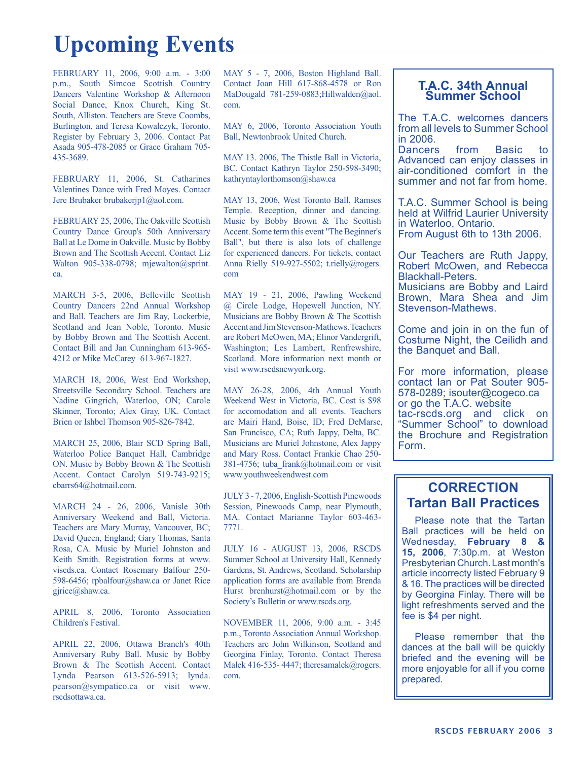# Upcoming Events

FEBRUARY 11, 2006, 9:00 a.m. - 3:00 p.m., South Simcoe Scottish Country Dancers Valentine Workshop & Afternoon Social Dance, Knox Church, King St. South, Alliston. Teachers are Steve Coombs, Burlington, and Teresa Kowalczyk, Toronto. Register by February 3, 2006. Contact Pat Asada 905-478-2085 or Grace Graham 705-435-3689.

FEBRUARY 11, 2006, St. Catharines Valentines Dance with Fred Moyes. Contact Jere Brubaker brubakerjp1@aol.com.

FEBRUARY 25, 2006, The Oakville Scottish Country Dance Group's 50th Anniversary Ball at Le Dome in Oakville. Music by Bobby Brown and The Scottish Accent. Contact Liz Walton 905-338-0798; mjewalton@sprint.ca.

MARCH 3-5, 2006, Belleville Scottish Country Dancers 22nd Annual Workshop and Ball. Teachers are Jim Ray, Lockerbie, Scotland and Jean Noble, Toronto. Music by Bobby Brown and The Scottish Accent. Contact Bill and Jan Cunningham 613-965-4212 or Mike McCarey 613-967-1827.

MARCH 18, 2006, West End Workshop, Streetsville Secondary School. Teachers are Nadine Gingrich, Waterloo, ON; Carole Skinner, Toronto; Alex Gray, UK. Contact Brien or Ishbel Thomson 905-826-7842.

MARCH 25, 2006, Blair SCD Spring Ball, Waterloo Police Banquet Hall, Cambridge ON. Music by Bobby Brown & The Scottish Accent. Contact Carolyn 519-743-9215; cbarrs64@hotmail.com.

MARCH 24 - 26, 2006, Vanisle 30th Anniversary Weekend and Ball, Victoria. Teachers are Mary Murray, Vancouver, BC; David Queen, England; Gary Thomas, Santa Rosa, CA. Music by Muriel Johnston and Keith Smith. Registration forms at www.viscds.ca. Contact Rosemary Balfour 250-598-6456; rpbalfour@shaw.ca or Janet Rice gjrice@shaw.ca.

APRIL 8, 2006, Toronto Association Children's Festival.

APRIL 22, 2006, Ottawa Branch's 40th Anniversary Ruby Ball. Music by Bobby Brown & The Scottish Accent. Contact Lynda Pearson 613-526-5913; lynda.pearson@sympatico.ca or visit www.rscdsottawa.ca.

MAY 5 - 7, 2006, Boston Highland Ball. Contact Joan Hill 617-868-4578 or Ron MaDougald 781-259-0883;Hillwalden@aol.com.

MAY 6, 2006, Toronto Association Youth Ball, Newtonbrook United Church.

MAY 13. 2006, The Thistle Ball in Victoria, BC. Contact Kathryn Taylor 250-598-3490; kathryntaylorthomson@shaw.ca

MAY 13, 2006, West Toronto Ball, Ramses Temple. Reception, dinner and dancing. Music by Bobby Brown & The Scottish Accent. Some term this event "The Beginner's Ball", but there is also lots of challenge for experienced dancers. For tickets, contact Anna Rielly 519-927-5502; t.rielly@rogers.com

MAY 19 - 21, 2006, Pawling Weekend @ Circle Lodge, Hopewell Junction, NY. Musicians are Bobby Brown & The Scottish Accent and Jim Stevenson-Mathews. Teachers are Robert McOwen, MA; Elinor Vandergrift, Washington; Les Lambert, Renfrewshire, Scotland. More information next month or visit www.rscdsnewyork.org.

MAY 26-28, 2006, 4th Annual Youth Weekend West in Victoria, BC. Cost is $98 for accomodation and all events. Teachers are Mairi Hand, Boise, ID; Fred DeMarse, San Francisco, CA; Ruth Jappy, Delta, BC. Musicians are Muriel Johnstone, Alex Jappy and Mary Ross. Contact Frankie Chao 250-381-4756; tuba_frank@hotmail.com or visit www.youthweekendwest.com

JULY 3 - 7, 2006, English-Scottish Pinewoods Session, Pinewoods Camp, near Plymouth, MA. Contact Marianne Taylor 603-463-7771.

JULY 16 - AUGUST 13, 2006, RSCDS Summer School at University Hall, Kennedy Gardens, St. Andrews, Scotland. Scholarship application forms are available from Brenda Hurst brenhurst@hotmail.com or by the Society's Bulletin or www.rscds.org.

NOVEMBER 11, 2006, 9:00 a.m. - 3:45 p.m., Toronto Association Annual Workshop. Teachers are John Wilkinson, Scotland and Georgina Finlay, Toronto. Contact Theresa Malek 416-535- 4447; theresamalek@rogers.com.

## T.A.C. 34th Annual Summer School

The T.A.C. welcomes dancers from all levels to Summer School in 2006.
Dancers from Basic to Advanced can enjoy classes in air-conditioned comfort in the summer and not far from home.

T.A.C. Summer School is being held at Wilfrid Laurier University in Waterloo, Ontario.
From August 6th to 13th 2006.

Our Teachers are Ruth Jappy, Robert McOwen, and Rebecca Blackhall-Peters.
Musicians are Bobby and Laird Brown, Mara Shea and Jim Stevenson-Mathews.

Come and join in on the fun of Costume Night, the Ceilidh and the Banquet and Ball.

For more information, please contact Ian or Pat Souter 905-578-0289; isouter@cogeco.ca or go the T.A.C. website tac-rscds.org and click on "Summer School" to download the Brochure and Registration Form.

## CORRECTION
## Tartan Ball Practices

Please note that the Tartan Ball practices will be held on Wednesday, **February 8 & 15, 2006**, 7:30p.m. at Weston Presbyterian Church. Last month's article incorrectly listed February 9 & 16. The practices will be directed by Georgina Finlay. There will be light refreshments served and the fee is $4 per night.

Please remember that the dances at the ball will be quickly briefed and the evening will be more enjoyable for all if you come prepared.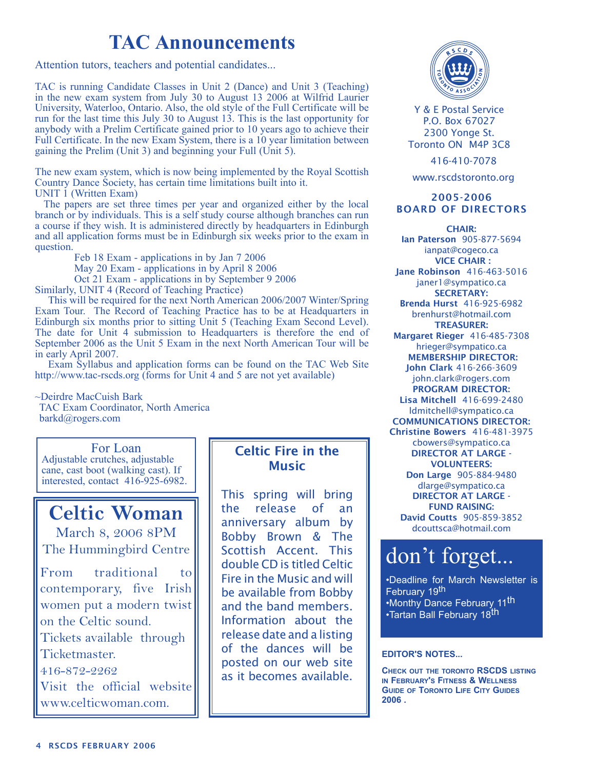# TAC Announcements

Attention tutors, teachers and potential candidates...

TAC is running Candidate Classes in Unit 2 (Dance) and Unit 3 (Teaching) in the new exam system from July 30 to August 13 2006 at Wilfrid Laurier University, Waterloo, Ontario. Also, the old style of the Full Certificate will be run for the last time this July 30 to August 13. This is the last opportunity for anybody with a Prelim Certificate gained prior to 10 years ago to achieve their Full Certificate. In the new Exam System, there is a 10 year limitation between gaining the Prelim (Unit 3) and beginning your Full (Unit 5).

The new exam system, which is now being implemented by the Royal Scottish Country Dance Society, has certain time limitations built into it.

UNIT 1 (Written Exam)

The papers are set three times per year and organized either by the local branch or by individuals. This is a self study course although branches can run a course if they wish. It is administered directly by headquarters in Edinburgh and all application forms must be in Edinburgh six weeks prior to the exam in question.

Feb 18 Exam - applications in by Jan 7 2006
May 20 Exam - applications in by April 8 2006
Oct 21 Exam - applications in by September 9 2006

Similarly, UNIT 4 (Record of Teaching Practice)

This will be required for the next North American 2006/2007 Winter/Spring Exam Tour. The Record of Teaching Practice has to be at Headquarters in Edinburgh six months prior to sitting Unit 5 (Teaching Exam Second Level). The date for Unit 4 submission to Headquarters is therefore the end of September 2006 as the Unit 5 Exam in the next North American Tour will be in early April 2007.

Exam Syllabus and application forms can be found on the TAC Web Site http://www.tac-rscds.org (forms for Unit 4 and 5 are not yet available)

~Deirdre MacCuish Bark
TAC Exam Coordinator, North America
barkd@rogers.com

For Loan

Adjustable crutches, adjustable cane, cast boot (walking cast). If interested, contact 416-925-6982.

## Celtic Woman

March 8, 2006 8PM
The Hummingbird Centre

From traditional to contemporary, five Irish women put a modern twist on the Celtic sound.

Tickets available through Ticketmaster.
416-872-2262
Visit the official website www.celticwoman.com.

### Celtic Fire in the Music

This spring will bring the release of an anniversary album by Bobby Brown & The Scottish Accent. This double CD is titled Celtic Fire in the Music and will be available from Bobby and the band members. Information about the release date and a listing of the dances will be posted on our web site as it becomes available.

Y & E Postal Service
P.O. Box 67027
2300 Yonge St.
Toronto ON M4P 3C8

416-410-7078

www.rscdstoronto.org

### 2005-2006 BOARD OF DIRECTORS

**CHAIR:**
**Ian Paterson** 905-877-5694
ianpat@cogeco.ca

**VICE CHAIR :**
**Jane Robinson** 416-463-5016
janer1@sympatico.ca

**SECRETARY:**
**Brenda Hurst** 416-925-6982
brenhurst@hotmail.com

**TREASURER:**
**Margaret Rieger** 416-485-7308
hrieger@sympatico.ca

**MEMBERSHIP DIRECTOR:**
**John Clark** 416-266-3609
john.clark@rogers.com

**PROGRAM DIRECTOR:**
**Lisa Mitchell** 416-699-2480
ldmitchell@sympatico.ca

**COMMUNICATIONS DIRECTOR:**
**Christine Bowers** 416-481-3975
cbowers@sympatico.ca

**DIRECTOR AT LARGE - VOLUNTEERS:**
**Don Large** 905-884-9480
dlarge@sympatico.ca

**DIRECTOR AT LARGE - FUND RAISING:**
**David Coutts** 905-859-3852
dcouttsca@hotmail.com

## don't forget...

- Deadline for March Newsletter is February 19th
- Monthy Dance February 11th
- Tartan Ball February 18th

**EDITOR'S NOTES...**

**CHECK OUT THE TORONTO RSCDS LISTING IN FEBRUARY'S FITNESS & WELLNESS GUIDE OF TORONTO LIFE CITY GUIDES 2006 .**